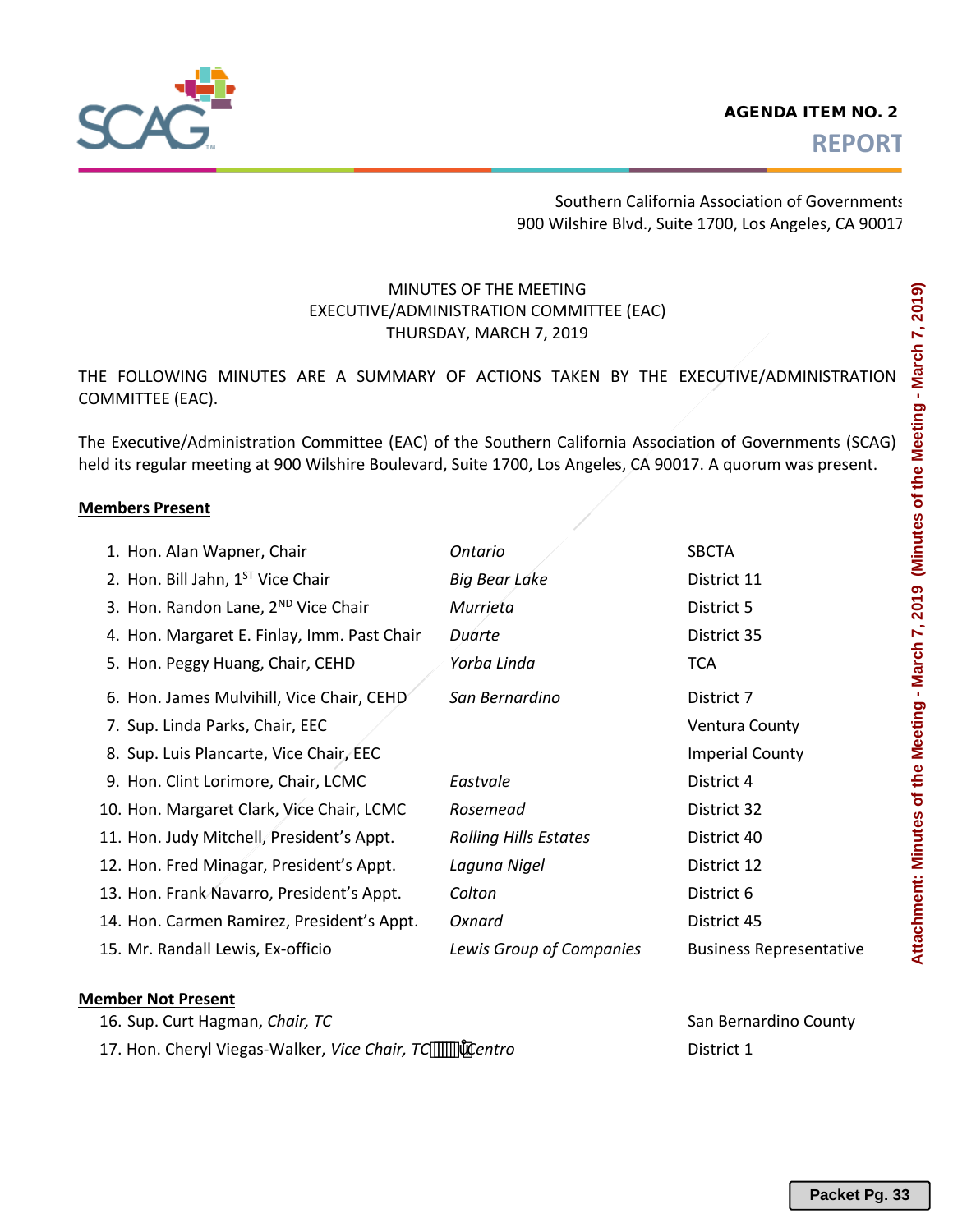**AGENDA ITEM NO. 2**
**REPORT**

Southern California Association of Governments
900 Wilshire Blvd., Suite 1700, Los Angeles, CA 90017

MINUTES OF THE MEETING
EXECUTIVE/ADMINISTRATION COMMITTEE (EAC)
THURSDAY, MARCH 7, 2019

THE FOLLOWING MINUTES ARE A SUMMARY OF ACTIONS TAKEN BY THE EXECUTIVE/ADMINISTRATION COMMITTEE (EAC).

The Executive/Administration Committee (EAC) of the Southern California Association of Governments (SCAG) held its regular meeting at 900 Wilshire Boulevard, Suite 1700, Los Angeles, CA 90017. A quorum was present.

**Members Present**

| | | |
|---|---|---|
| 1. Hon. Alan Wapner, Chair | *Ontario* | SBCTA |
| 2. Hon. Bill Jahn, 1ST Vice Chair | *Big Bear Lake* | District 11 |
| 3. Hon. Randon Lane, 2ND Vice Chair | *Murrieta* | District 5 |
| 4. Hon. Margaret E. Finlay, Imm. Past Chair | *Duarte* | District 35 |
| 5. Hon. Peggy Huang, Chair, CEHD | *Yorba Linda* | TCA |
| 6. Hon. James Mulvihill, Vice Chair, CEHD | *San Bernardino* | District 7 |
| 7. Sup. Linda Parks, Chair, EEC | | Ventura County |
| 8. Sup. Luis Plancarte, Vice Chair, EEC | | Imperial County |
| 9. Hon. Clint Lorimore, Chair, LCMC | *Eastvale* | District 4 |
| 10. Hon. Margaret Clark, Vice Chair, LCMC | *Rosemead* | District 32 |
| 11. Hon. Judy Mitchell, President's Appt. | *Rolling Hills Estates* | District 40 |
| 12. Hon. Fred Minagar, President's Appt. | *Laguna Nigel* | District 12 |
| 13. Hon. Frank Navarro, President's Appt. | *Colton* | District 6 |
| 14. Hon. Carmen Ramirez, President's Appt. | *Oxnard* | District 45 |
| 15. Mr. Randall Lewis, Ex-officio | *Lewis Group of Companies* | Business Representative |

**Member Not Present**

| | | |
|---|---|---|
| 16. Sup. Curt Hagman, *Chair, TC* | | San Bernardino County |
| 17. Hon. Cheryl Viegas-Walker, *Vice Chair, TC* | *El Centro* | District 1 |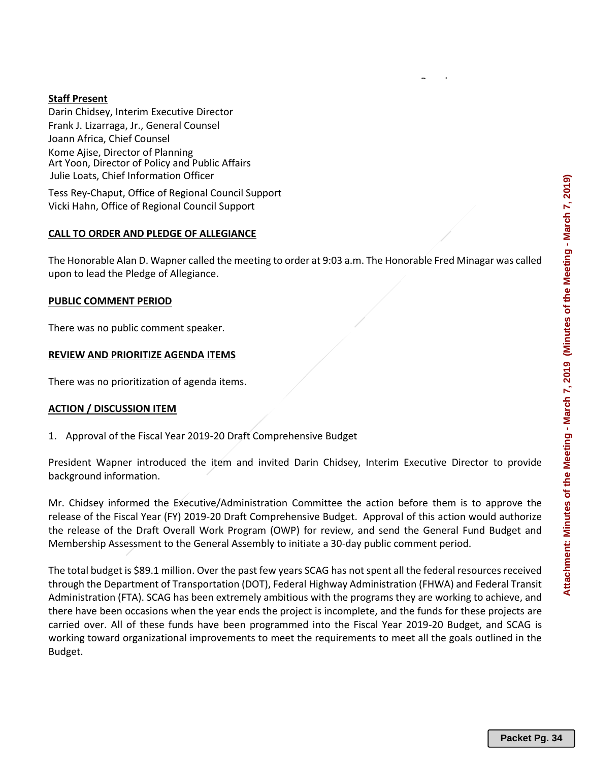**Staff Present**
Darin Chidsey, Interim Executive Director
Frank J. Lizarraga, Jr., General Counsel
Joann Africa, Chief Counsel
Kome Ajise, Director of Planning
Art Yoon, Director of Policy and Public Affairs
Julie Loats, Chief Information Officer
Tess Rey-Chaput, Office of Regional Council Support
Vicki Hahn, Office of Regional Council Support

**CALL TO ORDER AND PLEDGE OF ALLEGIANCE**

The Honorable Alan D. Wapner called the meeting to order at 9:03 a.m. The Honorable Fred Minagar was called upon to lead the Pledge of Allegiance.

**PUBLIC COMMENT PERIOD**

There was no public comment speaker.

**REVIEW AND PRIORITIZE AGENDA ITEMS**

There was no prioritization of agenda items.

**ACTION / DISCUSSION ITEM**

1. Approval of the Fiscal Year 2019-20 Draft Comprehensive Budget

President Wapner introduced the item and invited Darin Chidsey, Interim Executive Director to provide background information.

Mr. Chidsey informed the Executive/Administration Committee the action before them is to approve the release of the Fiscal Year (FY) 2019-20 Draft Comprehensive Budget. Approval of this action would authorize the release of the Draft Overall Work Program (OWP) for review, and send the General Fund Budget and Membership Assessment to the General Assembly to initiate a 30-day public comment period.

The total budget is $89.1 million. Over the past few years SCAG has not spent all the federal resources received through the Department of Transportation (DOT), Federal Highway Administration (FHWA) and Federal Transit Administration (FTA). SCAG has been extremely ambitious with the programs they are working to achieve, and there have been occasions when the year ends the project is incomplete, and the funds for these projects are carried over. All of these funds have been programmed into the Fiscal Year 2019-20 Budget, and SCAG is working toward organizational improvements to meet the requirements to meet all the goals outlined in the Budget.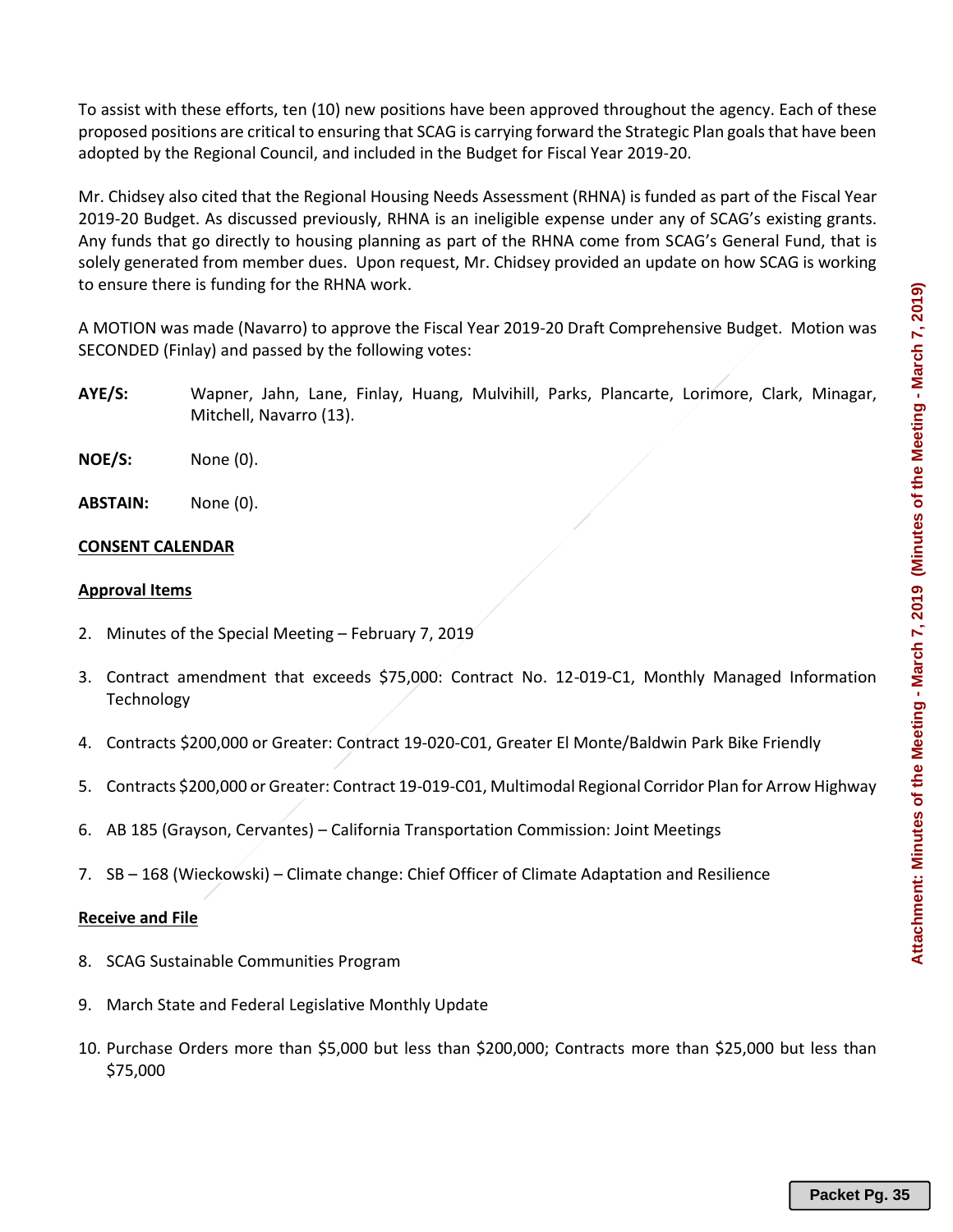To assist with these efforts, ten (10) new positions have been approved throughout the agency. Each of these proposed positions are critical to ensuring that SCAG is carrying forward the Strategic Plan goals that have been adopted by the Regional Council, and included in the Budget for Fiscal Year 2019-20.

Mr. Chidsey also cited that the Regional Housing Needs Assessment (RHNA) is funded as part of the Fiscal Year 2019-20 Budget. As discussed previously, RHNA is an ineligible expense under any of SCAG's existing grants. Any funds that go directly to housing planning as part of the RHNA come from SCAG's General Fund, that is solely generated from member dues. Upon request, Mr. Chidsey provided an update on how SCAG is working to ensure there is funding for the RHNA work.

A MOTION was made (Navarro) to approve the Fiscal Year 2019-20 Draft Comprehensive Budget. Motion was SECONDED (Finlay) and passed by the following votes:

**AYE/S:** Wapner, Jahn, Lane, Finlay, Huang, Mulvihill, Parks, Plancarte, Lorimore, Clark, Minagar, Mitchell, Navarro (13).

**NOE/S:** None (0).

**ABSTAIN:** None (0).

**CONSENT CALENDAR**

**Approval Items**

2. Minutes of the Special Meeting – February 7, 2019

3. Contract amendment that exceeds $75,000: Contract No. 12-019-C1, Monthly Managed Information Technology

4. Contracts $200,000 or Greater: Contract 19-020-C01, Greater El Monte/Baldwin Park Bike Friendly

5. Contracts $200,000 or Greater: Contract 19-019-C01, Multimodal Regional Corridor Plan for Arrow Highway

6. AB 185 (Grayson, Cervantes) – California Transportation Commission: Joint Meetings

7. SB – 168 (Wieckowski) – Climate change: Chief Officer of Climate Adaptation and Resilience

**Receive and File**

8. SCAG Sustainable Communities Program

9. March State and Federal Legislative Monthly Update

10. Purchase Orders more than $5,000 but less than $200,000; Contracts more than $25,000 but less than $75,000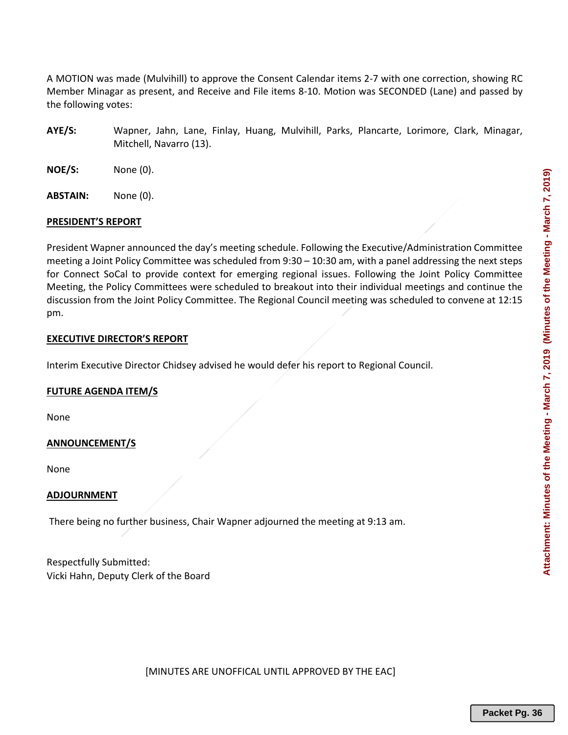A MOTION was made (Mulvihill) to approve the Consent Calendar items 2-7 with one correction, showing RC Member Minagar as present, and Receive and File items 8-10. Motion was SECONDED (Lane) and passed by the following votes:

**AYE/S:** Wapner, Jahn, Lane, Finlay, Huang, Mulvihill, Parks, Plancarte, Lorimore, Clark, Minagar, Mitchell, Navarro (13).

**NOE/S:** None (0).

**ABSTAIN:** None (0).

**PRESIDENT'S REPORT**

President Wapner announced the day's meeting schedule. Following the Executive/Administration Committee meeting a Joint Policy Committee was scheduled from 9:30 – 10:30 am, with a panel addressing the next steps for Connect SoCal to provide context for emerging regional issues. Following the Joint Policy Committee Meeting, the Policy Committees were scheduled to breakout into their individual meetings and continue the discussion from the Joint Policy Committee. The Regional Council meeting was scheduled to convene at 12:15 pm.

**EXECUTIVE DIRECTOR'S REPORT**

Interim Executive Director Chidsey advised he would defer his report to Regional Council.

**FUTURE AGENDA ITEM/S**

None

**ANNOUNCEMENT/S**

None

**ADJOURNMENT**

There being no further business, Chair Wapner adjourned the meeting at 9:13 am.

Respectfully Submitted:
Vicki Hahn, Deputy Clerk of the Board

[MINUTES ARE UNOFFICAL UNTIL APPROVED BY THE EAC]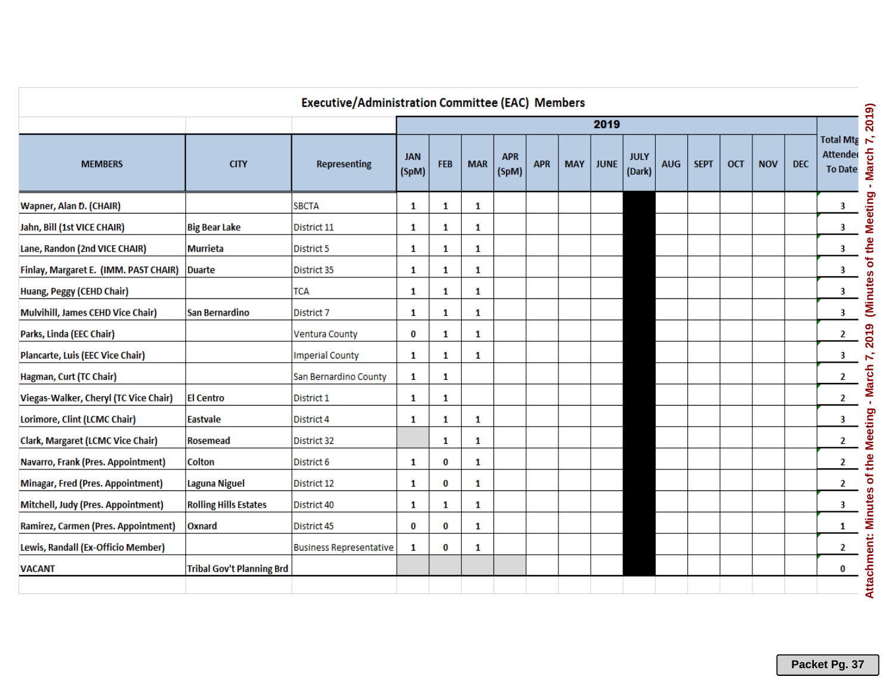# Executive/Administration Committee (EAC) Members

| MEMBERS | CITY | Representing | 2019 JAN (SpM) | FEB | MAR | APR (SpM) | APR | MAY | JUNE | JULY (Dark) | AUG | SEPT | OCT | NOV | DEC | Total Mtg Attended To Date |
|---|---|---|---|---|---|---|---|---|---|---|---|---|---|---|---|---|
| Wapner, Alan D. (CHAIR) | | SBCTA | 1 | 1 | 1 | | | | | | | | | | | 3 |
| Jahn, Bill (1st VICE CHAIR) | Big Bear Lake | District 11 | 1 | 1 | 1 | | | | | | | | | | | 3 |
| Lane, Randon (2nd VICE CHAIR) | Murrieta | District 5 | 1 | 1 | 1 | | | | | | | | | | | 3 |
| Finlay, Margaret E. (IMM. PAST CHAIR) | Duarte | District 35 | 1 | 1 | 1 | | | | | | | | | | | 3 |
| Huang, Peggy (CEHD Chair) | | TCA | 1 | 1 | 1 | | | | | | | | | | | 3 |
| Mulvihill, James CEHD Vice Chair) | San Bernardino | District 7 | 1 | 1 | 1 | | | | | | | | | | | 3 |
| Parks, Linda (EEC Chair) | | Ventura County | 0 | 1 | 1 | | | | | | | | | | | 2 |
| Plancarte, Luis (EEC Vice Chair) | | Imperial County | 1 | 1 | 1 | | | | | | | | | | | 3 |
| Hagman, Curt (TC Chair) | | San Bernardino County | 1 | 1 | | | | | | | | | | | | 2 |
| Viegas-Walker, Cheryl (TC Vice Chair) | El Centro | District 1 | 1 | 1 | | | | | | | | | | | | 2 |
| Lorimore, Clint (LCMC Chair) | Eastvale | District 4 | 1 | 1 | 1 | | | | | | | | | | | 3 |
| Clark, Margaret (LCMC Vice Chair) | Rosemead | District 32 | | 1 | 1 | | | | | | | | | | | 2 |
| Navarro, Frank (Pres. Appointment) | Colton | District 6 | 1 | 0 | 1 | | | | | | | | | | | 2 |
| Minagar, Fred (Pres. Appointment) | Laguna Niguel | District 12 | 1 | 0 | 1 | | | | | | | | | | | 2 |
| Mitchell, Judy (Pres. Appointment) | Rolling Hills Estates | District 40 | 1 | 1 | 1 | | | | | | | | | | | 3 |
| Ramirez, Carmen (Pres. Appointment) | Oxnard | District 45 | 0 | 0 | 1 | | | | | | | | | | | 1 |
| Lewis, Randall (Ex-Officio Member) | | Business Representative | 1 | 0 | 1 | | | | | | | | | | | 2 |
| VACANT | Tribal Gov't Planning Brd | | | | | | | | | | | | | | | 0 |

Attachment: Minutes of the Meeting - March 7, 2019 (Minutes of the Meeting - March 7, 2019)